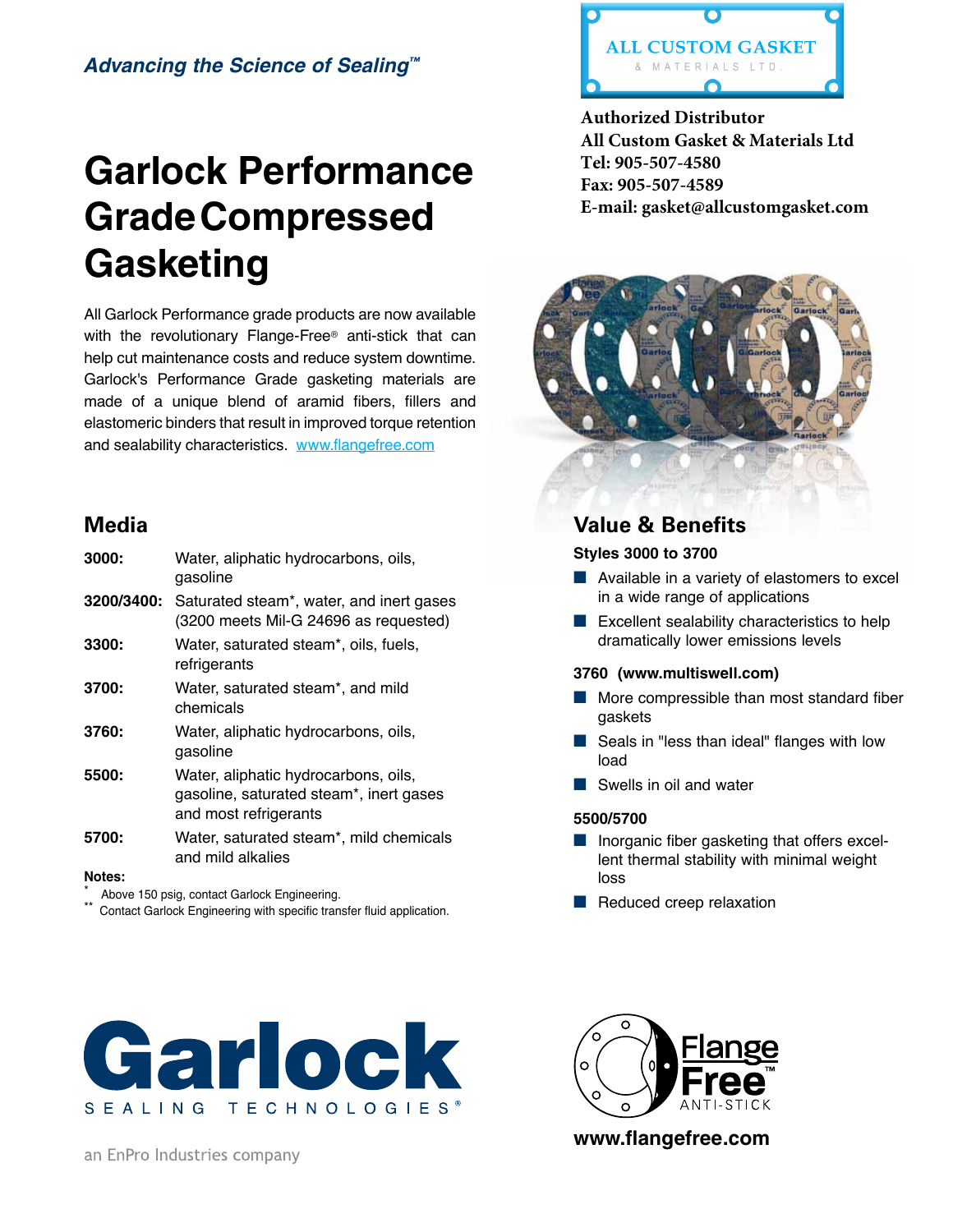*Advancing the Science of Sealing™*

ALL CUSTOM GASKET & MATERIALS LTD.

**Authorized Distributor**
**All Custom Gasket & Materials Ltd**
**Tel: 905-507-4580**
**Fax: 905-507-4589**
**E-mail: gasket@allcustomgasket.com**

# Garlock Performance Grade Compressed Gasketing

All Garlock Performance grade products are now available with the revolutionary Flange-Free® anti-stick that can help cut maintenance costs and reduce system downtime. Garlock's Performance Grade gasketing materials are made of a unique blend of aramid fibers, fillers and elastomeric binders that result in improved torque retention and sealability characteristics. www.flangefree.com

## Media

| | |
|---|---|
| **3000:** | Water, aliphatic hydrocarbons, oils, gasoline |
| **3200/3400:** | Saturated steam*, water, and inert gases (3200 meets Mil-G 24696 as requested) |
| **3300:** | Water, saturated steam*, oils, fuels, refrigerants |
| **3700:** | Water, saturated steam*, and mild chemicals |
| **3760:** | Water, aliphatic hydrocarbons, oils, gasoline |
| **5500:** | Water, aliphatic hydrocarbons, oils, gasoline, saturated steam*, inert gases and most refrigerants |
| **5700:** | Water, saturated steam*, mild chemicals and mild alkalies |

**Notes:**

\* Above 150 psig, contact Garlock Engineering.

\** Contact Garlock Engineering with specific transfer fluid application.

## Value & Benefits

**Styles 3000 to 3700**

- Available in a variety of elastomers to excel in a wide range of applications
- Excellent sealability characteristics to help dramatically lower emissions levels

**3760 (www.multiswell.com)**

- More compressible than most standard fiber gaskets
- Seals in "less than ideal" flanges with low load
- Swells in oil and water

**5500/5700**

- Inorganic fiber gasketing that offers excellent thermal stability with minimal weight loss
- Reduced creep relaxation

Garlock SEALING TECHNOLOGIES®

an EnPro Industries company

Flange Free™ ANTI-STICK

**www.flangefree.com**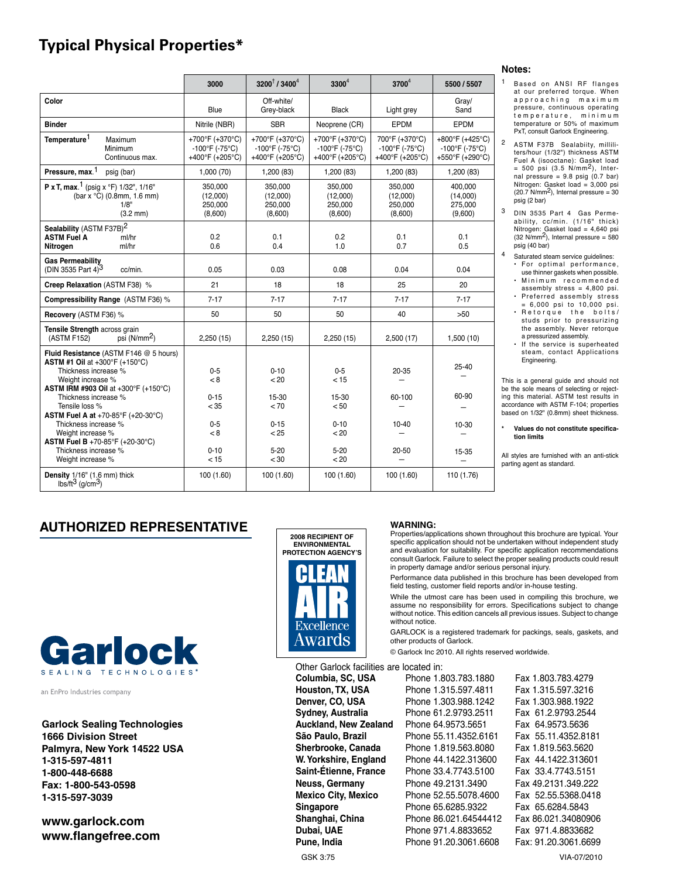# Typical Physical Properties*

| | 3000 | 3200[†] / 3400[4] | 3300[4] | 3700[4] | 5500 / 5507 |
|---|---|---|---|---|---|
| **Color** | Blue | Off-white/ Grey-black | Black | Light grey | Gray/ Sand |
| **Binder** | Nitrile (NBR) | SBR | Neoprene (CR) | EPDM | EPDM |
| **Temperature**[1] Maximum / Minimum / Continuous max. | +700°F (+370°C) / -100°F (-75°C) / +400°F (+205°C) | +700°F (+370°C) / -100°F (-75°C) / +400°F (+205°C) | +700°F (+370°C) / -100°F (-75°C) / +400°F (+205°C) | 700°F (+370°C) / -100°F (-75°C) / +400°F (+205°C) | +800°F (+425°C) / -100°F (-75°C) / +550°F (+290°C) |
| **Pressure, max.**[1] psig (bar) | 1,000 (70) | 1,200 (83) | 1,200 (83) | 1,200 (83) | 1,200 (83) |
| **P x T, max.**[1] (psig x °F) 1/32", 1/16" (bar x °C) (0.8mm, 1.6 mm) / 1/8" (3.2 mm) | 350,000 (12,000) / 250,000 (8,600) | 350,000 (12,000) / 250,000 (8,600) | 350,000 (12,000) / 250,000 (8,600) | 350,000 (12,000) / 250,000 (8,600) | 400,000 (14,000) / 275,000 (9,600) |
| **Sealability** (ASTM F37B)[2] **ASTM Fuel A** ml/hr | 0.2 | 0.1 | 0.2 | 0.1 | 0.1 |
| **Nitrogen** ml/hr | 0.6 | 0.4 | 1.0 | 0.7 | 0.5 |
| **Gas Permeability** (DIN 3535 Part 4)[3] cc/min. | 0.05 | 0.03 | 0.08 | 0.04 | 0.04 |
| **Creep Relaxation** (ASTM F38) % | 21 | 18 | 18 | 25 | 20 |
| **Compressibility Range** (ASTM F36) % | 7-17 | 7-17 | 7-17 | 7-17 | 7-17 |
| **Recovery** (ASTM F36) % | 50 | 50 | 50 | 40 | >50 |
| **Tensile Strength** across grain (ASTM F152) psi (N/mm²) | 2,250 (15) | 2,250 (15) | 2,250 (15) | 2,500 (17) | 1,500 (10) |
| **Fluid Resistance** (ASTM F146 @ 5 hours) | | | | | |
| **ASTM #1 Oil** at +300°F (+150°C) Thickness increase % | 0-5 | 0-10 | 0-5 | 20-35 | 25-40 |
| Weight increase % | < 8 | < 20 | < 15 | — | — |
| **ASTM IRM #903 Oil** at +300°F (+150°C) Thickness increase % | 0-15 | 15-30 | 15-30 | 60-100 | 60-90 |
| Tensile loss % | < 35 | < 70 | < 50 | — | — |
| **ASTM Fuel A** at +70-85°F (+20-30°C) Thickness increase % | 0-5 | 0-15 | 0-10 | 10-40 | 10-30 |
| Weight increase % | < 8 | < 25 | < 20 | — | — |
| **ASTM Fuel B** +70-85°F (+20-30°C) Thickness increase % | 0-10 | 5-20 | 5-20 | 20-50 | 15-35 |
| Weight increase % | < 15 | < 30 | < 20 | — | — |
| **Density** 1/16" (1.6 mm) thick lbs/ft³ (g/cm³) | 100 (1.60) | 100 (1.60) | 100 (1.60) | 100 (1.60) | 110 (1.76) |

**Notes:**

1. Based on ANSI RF flanges at our preferred torque. When approaching maximum pressure, continuous operating temperature, minimum temperature or 50% of maximum PxT, consult Garlock Engineering.
2. ASTM F37B Sealabiity, milliliters/hour (1/32") thickness ASTM Fuel A (isooctane): Gasket load = 500 psi (3.5 N/mm²), Internal pressure = 9.8 psig (0.7 bar) Nitrogen: Gasket load = 3,000 psi (20.7 N/mm²), Internal pressure = 30 psig (2 bar)
3. DIN 3535 Part 4 Gas Permeability, cc/min. (1/16" thick) Nitrogen: Gasket load = 4,640 psi (32 N/mm²), Internal pressure = 580 psig (40 bar)
4. Saturated steam service guidelines:
   - For optimal performance, use thinner gaskets when possible.
   - Minimum recommended assembly stress = 4,800 psi.
   - Preferred assembly stress = 6,000 psi to 10,000 psi.
   - Retorque the bolts/studs prior to pressurizing the assembly. Never retorque a pressurized assembly.
   - If the service is superheated steam, contact Applications Engineering.

This is a general guide and should not be the sole means of selecting or rejecting this material. ASTM test results in accordance with ASTM F-104; properties based on 1/32" (0.8mm) sheet thickness.

\* **Values do not constitute specification limits**

All styles are furnished with an anti-stick parting agent as standard.

## AUTHORIZED REPRESENTATIVE

Garlock SEALING TECHNOLOGIES®

an EnPro Industries company

**Garlock Sealing Technologies**
**1666 Division Street**
**Palmyra, New York 14522 USA**
**1-315-597-4811**
**1-800-448-6688**
**Fax: 1-800-543-0598**
**1-315-597-3039**

**www.garlock.com**
**www.flangefree.com**

**2008 RECIPIENT OF ENVIRONMENTAL PROTECTION AGENCY'S**
CLEAN AIR Excellence Awards

**WARNING:**

Properties/applications shown throughout this brochure are typical. Your specific application should not be undertaken without independent study and evaluation for suitability. For specific application recommendations consult Garlock. Failure to select the proper sealing products could result in property damage and/or serious personal injury.

Performance data published in this brochure has been developed from field testing, customer field reports and/or in-house testing.

While the utmost care has been used in compiling this brochure, we assume no responsibility for errors. Specifications subject to change without notice. This edition cancels all previous issues. Subject to change without notice.

GARLOCK is a registered trademark for packings, seals, gaskets, and other products of Garlock.

© Garlock Inc 2010. All rights reserved worldwide.

Other Garlock facilities are located in:

| | | |
|---|---|---|
| **Columbia, SC, USA** | Phone 1.803.783.1880 | Fax 1.803.783.4279 |
| **Houston, TX, USA** | Phone 1.315.597.4811 | Fax 1.315.597.3216 |
| **Denver, CO, USA** | Phone 1.303.988.1242 | Fax 1.303.988.1922 |
| **Sydney, Australia** | Phone 61.2.9793.2511 | Fax 61.2.9793.2544 |
| **Auckland, New Zealand** | Phone 64.9573.5651 | Fax 64.9573.5636 |
| **São Paulo, Brazil** | Phone 55.11.4352.6161 | Fax 55.11.4352.8181 |
| **Sherbrooke, Canada** | Phone 1.819.563.8080 | Fax 1.819.563.5620 |
| **W. Yorkshire, England** | Phone 44.1422.313600 | Fax 44.1422.313601 |
| **Saint-Étienne, France** | Phone 33.4.7743.5100 | Fax 33.4.7743.5151 |
| **Neuss, Germany** | Phone 49.2131.3490 | Fax 49.2131.349.222 |
| **Mexico City, Mexico** | Phone 52.55.5078.4600 | Fax 52.55.5368.0418 |
| **Singapore** | Phone 65.6285.9322 | Fax 65.6284.5843 |
| **Shanghai, China** | Phone 86.021.64544412 | Fax 86.021.34080906 |
| **Dubai, UAE** | Phone 971.4.8833652 | Fax 971.4.8833682 |
| **Pune, India** | Phone 91.20.3061.6608 | Fax: 91.20.3061.6699 |

GSK 3:75

VIA-07/2010